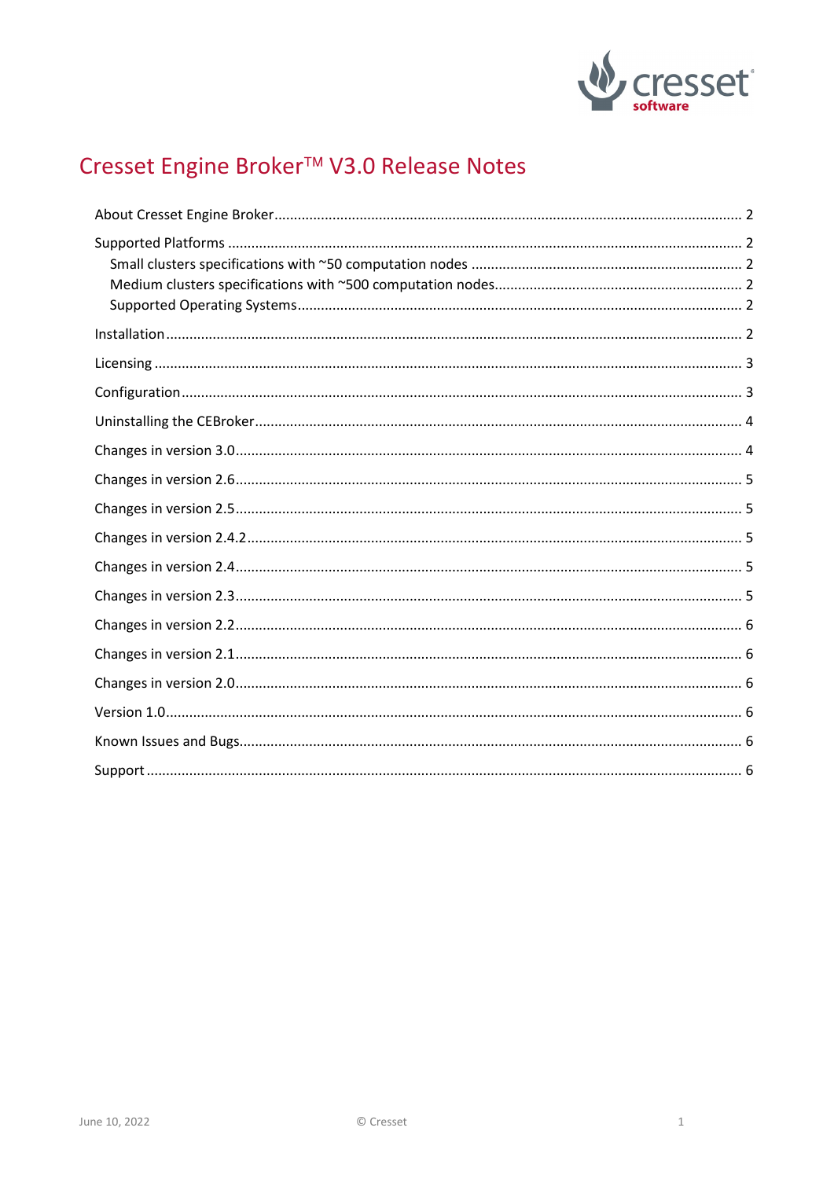# Cresset Engine Broker™ V3.0 Release Notes

About Cresset Engine Broker ........................................................................................................................ 2

Supported Platforms ...................................................................................................................................... 2

- Small clusters specifications with ~50 computation nodes ........................................................ 2
- Medium clusters specifications with ~500 computation nodes................................................... 2
- Supported Operating Systems.................................................................................................................. 2

Installation ......................................................................................................................................................... 2

Licensing ............................................................................................................................................................ 3

Configuration ................................................................................................................................................... 3

Uninstalling the CEBroker............................................................................................................................. 4

Changes in version 3.0.................................................................................................................................. 4

Changes in version 2.6.................................................................................................................................. 5

Changes in version 2.5.................................................................................................................................. 5

Changes in version 2.4.2 .............................................................................................................................. 5

Changes in version 2.4.................................................................................................................................. 5

Changes in version 2.3.................................................................................................................................. 5

Changes in version 2.2.................................................................................................................................. 6

Changes in version 2.1.................................................................................................................................. 6

Changes in version 2.0.................................................................................................................................. 6

Version 1.0......................................................................................................................................................... 6

Known Issues and Bugs................................................................................................................................. 6

Support ............................................................................................................................................................... 6

June 10, 2022 © Cresset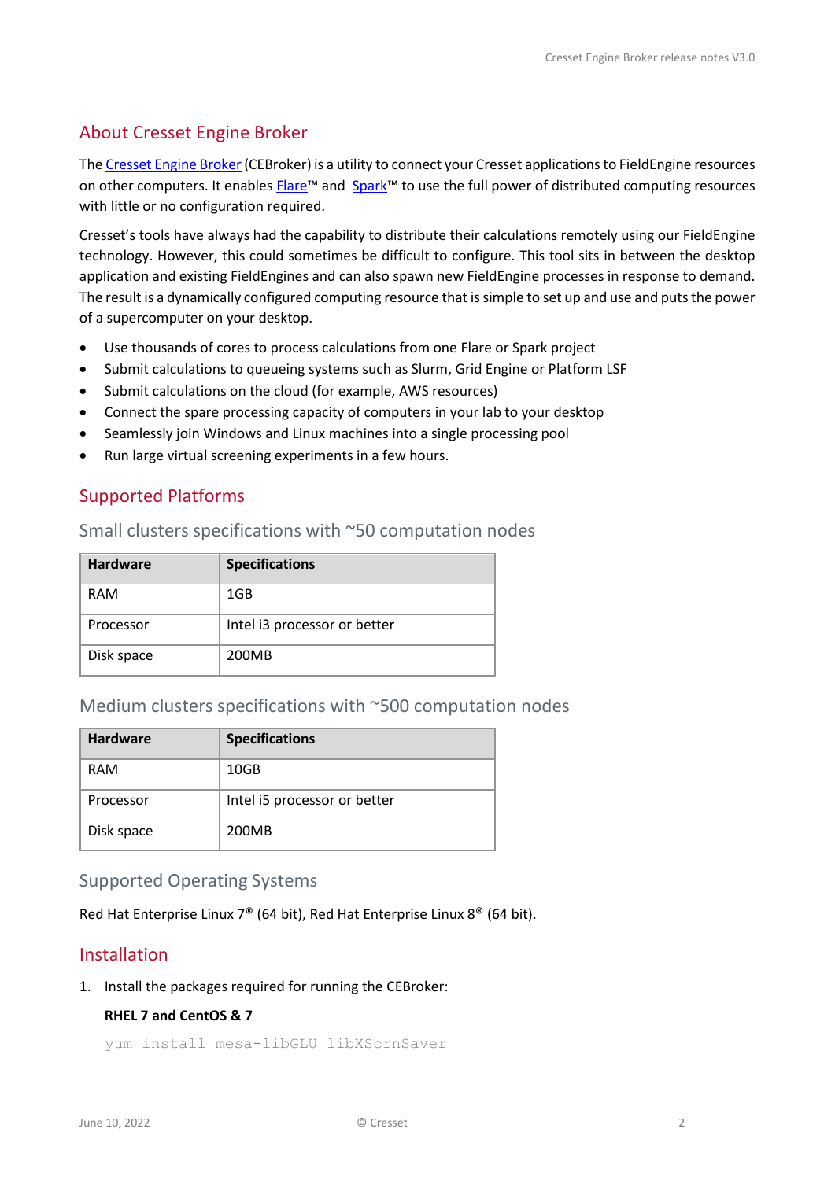## About Cresset Engine Broker

The Cresset Engine Broker (CEBroker) is a utility to connect your Cresset applications to FieldEngine resources on other computers. It enables Flare™ and Spark™ to use the full power of distributed computing resources with little or no configuration required.

Cresset's tools have always had the capability to distribute their calculations remotely using our FieldEngine technology. However, this could sometimes be difficult to configure. This tool sits in between the desktop application and existing FieldEngines and can also spawn new FieldEngine processes in response to demand. The result is a dynamically configured computing resource that is simple to set up and use and puts the power of a supercomputer on your desktop.

- Use thousands of cores to process calculations from one Flare or Spark project
- Submit calculations to queueing systems such as Slurm, Grid Engine or Platform LSF
- Submit calculations on the cloud (for example, AWS resources)
- Connect the spare processing capacity of computers in your lab to your desktop
- Seamlessly join Windows and Linux machines into a single processing pool
- Run large virtual screening experiments in a few hours.

## Supported Platforms

### Small clusters specifications with ~50 computation nodes

| Hardware | Specifications |
| --- | --- |
| RAM | 1GB |
| Processor | Intel i3 processor or better |
| Disk space | 200MB |

### Medium clusters specifications with ~500 computation nodes

| Hardware | Specifications |
| --- | --- |
| RAM | 10GB |
| Processor | Intel i5 processor or better |
| Disk space | 200MB |

### Supported Operating Systems

Red Hat Enterprise Linux 7® (64 bit), Red Hat Enterprise Linux 8® (64 bit).

## Installation

1. Install the packages required for running the CEBroker:

   **RHEL 7 and CentOS & 7**

   ```
   yum install mesa-libGLU libXScrnSaver
   ```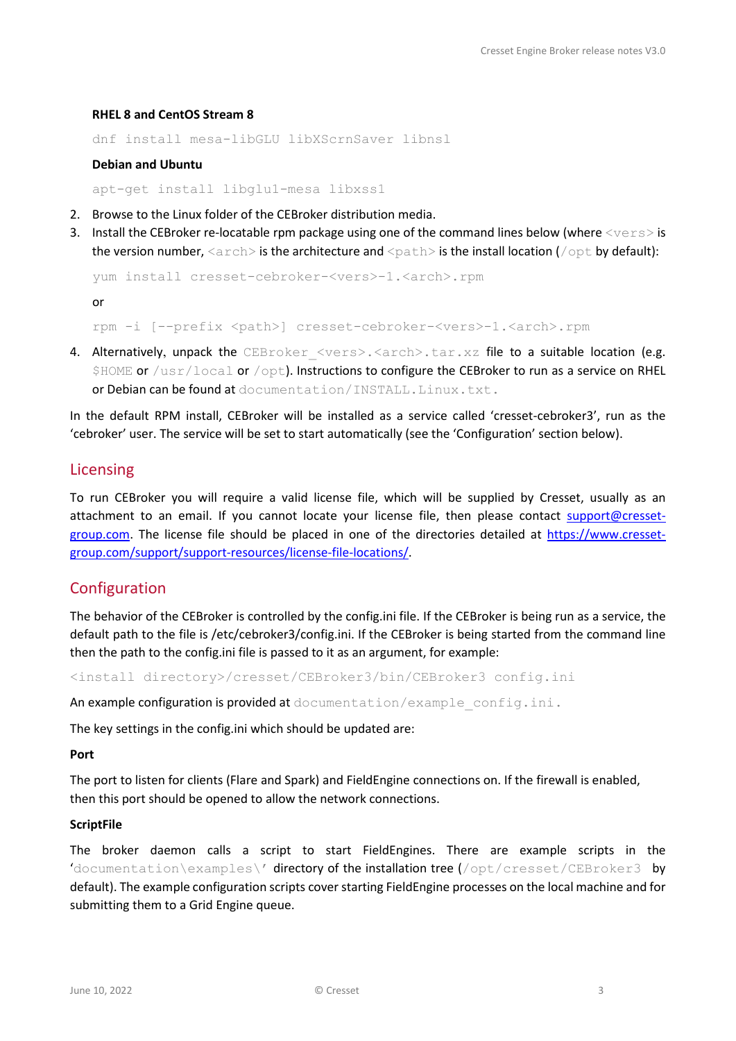**RHEL 8 and CentOS Stream 8**

```
dnf install mesa-libGLU libXScrnSaver libnsl
```

**Debian and Ubuntu**

```
apt-get install libglu1-mesa libxss1
```

2. Browse to the Linux folder of the CEBroker distribution media.
3. Install the CEBroker re-locatable rpm package using one of the command lines below (where `<vers>` is the version number, `<arch>` is the architecture and `<path>` is the install location (`/opt` by default):

   ```
   yum install cresset-cebroker-<vers>-1.<arch>.rpm
   ```

   or

   ```
   rpm -i [--prefix <path>] cresset-cebroker-<vers>-1.<arch>.rpm
   ```

4. Alternatively, unpack the `CEBroker_<vers>.<arch>.tar.xz` file to a suitable location (e.g. `$HOME` or `/usr/local` or `/opt`). Instructions to configure the CEBroker to run as a service on RHEL or Debian can be found at `documentation/INSTALL.Linux.txt.`

In the default RPM install, CEBroker will be installed as a service called 'cresset-cebroker3', run as the 'cebroker' user. The service will be set to start automatically (see the 'Configuration' section below).

## Licensing

To run CEBroker you will require a valid license file, which will be supplied by Cresset, usually as an attachment to an email. If you cannot locate your license file, then please contact [support@cresset-group.com](mailto:support@cresset-group.com). The license file should be placed in one of the directories detailed at [https://www.cresset-group.com/support/support-resources/license-file-locations/](https://www.cresset-group.com/support/support-resources/license-file-locations/).

## Configuration

The behavior of the CEBroker is controlled by the config.ini file. If the CEBroker is being run as a service, the default path to the file is /etc/cebroker3/config.ini. If the CEBroker is being started from the command line then the path to the config.ini file is passed to it as an argument, for example:

```
<install directory>/cresset/CEBroker3/bin/CEBroker3 config.ini
```

An example configuration is provided at `documentation/example_config.ini.`

The key settings in the config.ini which should be updated are:

**Port**

The port to listen for clients (Flare and Spark) and FieldEngine connections on. If the firewall is enabled, then this port should be opened to allow the network connections.

**ScriptFile**

The broker daemon calls a script to start FieldEngines. There are example scripts in the '`documentation\examples\`' directory of the installation tree (`/opt/cresset/CEBroker3` by default). The example configuration scripts cover starting FieldEngine processes on the local machine and for submitting them to a Grid Engine queue.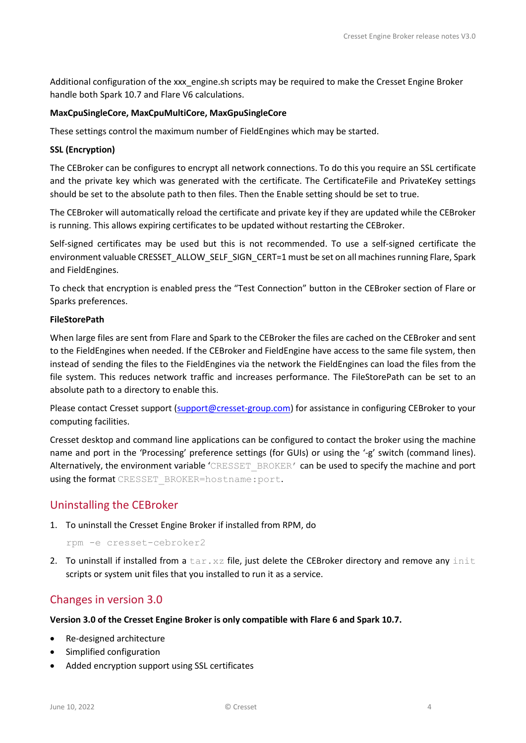Additional configuration of the xxx_engine.sh scripts may be required to make the Cresset Engine Broker handle both Spark 10.7 and Flare V6 calculations.

**MaxCpuSingleCore, MaxCpuMultiCore, MaxGpuSingleCore**

These settings control the maximum number of FieldEngines which may be started.

**SSL (Encryption)**

The CEBroker can be configures to encrypt all network connections. To do this you require an SSL certificate and the private key which was generated with the certificate. The CertificateFile and PrivateKey settings should be set to the absolute path to then files. Then the Enable setting should be set to true.

The CEBroker will automatically reload the certificate and private key if they are updated while the CEBroker is running. This allows expiring certificates to be updated without restarting the CEBroker.

Self-signed certificates may be used but this is not recommended. To use a self-signed certificate the environment valuable CRESSET_ALLOW_SELF_SIGN_CERT=1 must be set on all machines running Flare, Spark and FieldEngines.

To check that encryption is enabled press the "Test Connection" button in the CEBroker section of Flare or Sparks preferences.

**FileStorePath**

When large files are sent from Flare and Spark to the CEBroker the files are cached on the CEBroker and sent to the FieldEngines when needed. If the CEBroker and FieldEngine have access to the same file system, then instead of sending the files to the FieldEngines via the network the FieldEngines can load the files from the file system. This reduces network traffic and increases performance. The FileStorePath can be set to an absolute path to a directory to enable this.

Please contact Cresset support (support@cresset-group.com) for assistance in configuring CEBroker to your computing facilities.

Cresset desktop and command line applications can be configured to contact the broker using the machine name and port in the 'Processing' preference settings (for GUIs) or using the '-g' switch (command lines). Alternatively, the environment variable '`CRESSET_BROKER`' can be used to specify the machine and port using the format `CRESSET_BROKER=hostname:port`.

## Uninstalling the CEBroker

1. To uninstall the Cresset Engine Broker if installed from RPM, do

   ```
   rpm -e cresset-cebroker2
   ```

2. To uninstall if installed from a `tar.xz` file, just delete the CEBroker directory and remove any `init` scripts or system unit files that you installed to run it as a service.

## Changes in version 3.0

**Version 3.0 of the Cresset Engine Broker is only compatible with Flare 6 and Spark 10.7.**

- Re-designed architecture
- Simplified configuration
- Added encryption support using SSL certificates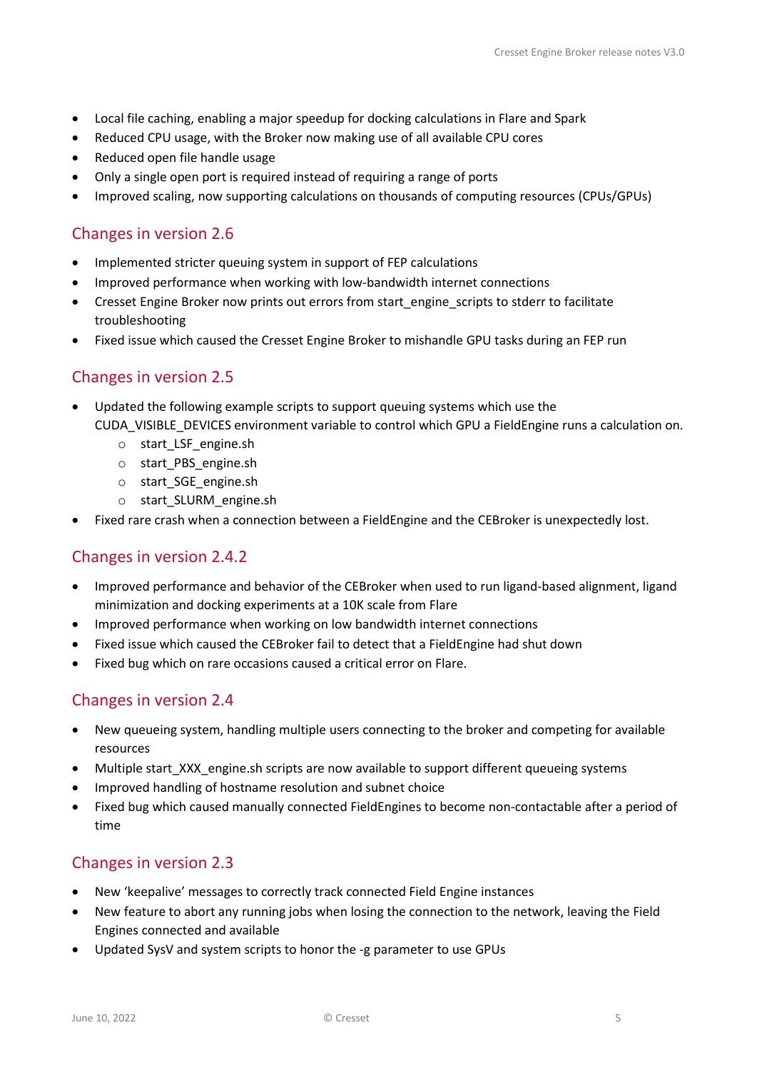- Local file caching, enabling a major speedup for docking calculations in Flare and Spark
- Reduced CPU usage, with the Broker now making use of all available CPU cores
- Reduced open file handle usage
- Only a single open port is required instead of requiring a range of ports
- Improved scaling, now supporting calculations on thousands of computing resources (CPUs/GPUs)

## Changes in version 2.6

- Implemented stricter queuing system in support of FEP calculations
- Improved performance when working with low-bandwidth internet connections
- Cresset Engine Broker now prints out errors from start_engine_scripts to stderr to facilitate troubleshooting
- Fixed issue which caused the Cresset Engine Broker to mishandle GPU tasks during an FEP run

## Changes in version 2.5

- Updated the following example scripts to support queuing systems which use the CUDA_VISIBLE_DEVICES environment variable to control which GPU a FieldEngine runs a calculation on.
  - start_LSF_engine.sh
  - start_PBS_engine.sh
  - start_SGE_engine.sh
  - start_SLURM_engine.sh
- Fixed rare crash when a connection between a FieldEngine and the CEBroker is unexpectedly lost.

## Changes in version 2.4.2

- Improved performance and behavior of the CEBroker when used to run ligand-based alignment, ligand minimization and docking experiments at a 10K scale from Flare
- Improved performance when working on low bandwidth internet connections
- Fixed issue which caused the CEBroker fail to detect that a FieldEngine had shut down
- Fixed bug which on rare occasions caused a critical error on Flare.

## Changes in version 2.4

- New queueing system, handling multiple users connecting to the broker and competing for available resources
- Multiple start_XXX_engine.sh scripts are now available to support different queueing systems
- Improved handling of hostname resolution and subnet choice
- Fixed bug which caused manually connected FieldEngines to become non-contactable after a period of time

## Changes in version 2.3

- New 'keepalive' messages to correctly track connected Field Engine instances
- New feature to abort any running jobs when losing the connection to the network, leaving the Field Engines connected and available
- Updated SysV and system scripts to honor the -g parameter to use GPUs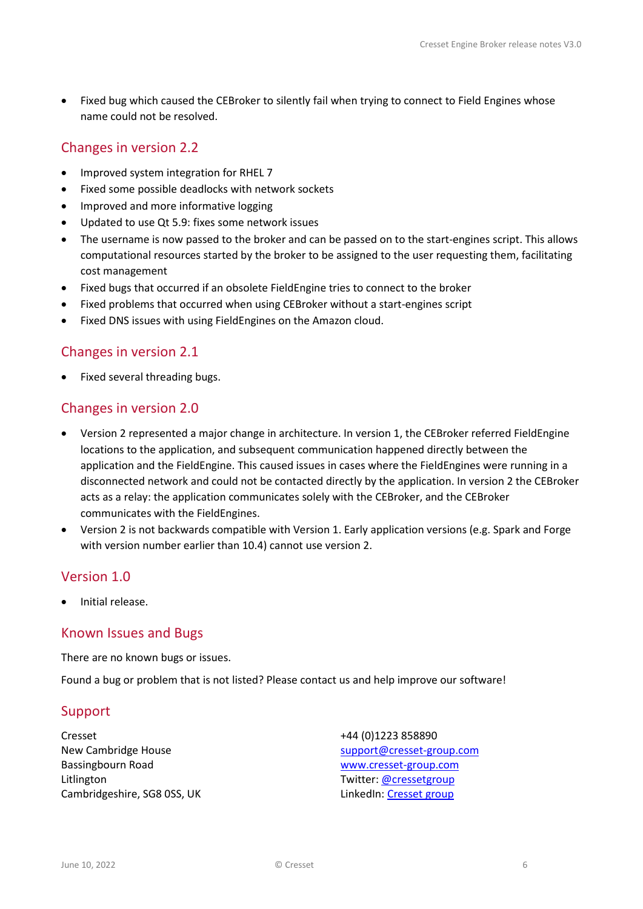- Fixed bug which caused the CEBroker to silently fail when trying to connect to Field Engines whose name could not be resolved.

## Changes in version 2.2

- Improved system integration for RHEL 7
- Fixed some possible deadlocks with network sockets
- Improved and more informative logging
- Updated to use Qt 5.9: fixes some network issues
- The username is now passed to the broker and can be passed on to the start-engines script. This allows computational resources started by the broker to be assigned to the user requesting them, facilitating cost management
- Fixed bugs that occurred if an obsolete FieldEngine tries to connect to the broker
- Fixed problems that occurred when using CEBroker without a start-engines script
- Fixed DNS issues with using FieldEngines on the Amazon cloud.

## Changes in version 2.1

- Fixed several threading bugs.

## Changes in version 2.0

- Version 2 represented a major change in architecture. In version 1, the CEBroker referred FieldEngine locations to the application, and subsequent communication happened directly between the application and the FieldEngine. This caused issues in cases where the FieldEngines were running in a disconnected network and could not be contacted directly by the application. In version 2 the CEBroker acts as a relay: the application communicates solely with the CEBroker, and the CEBroker communicates with the FieldEngines.
- Version 2 is not backwards compatible with Version 1. Early application versions (e.g. Spark and Forge with version number earlier than 10.4) cannot use version 2.

## Version 1.0

- Initial release.

## Known Issues and Bugs

There are no known bugs or issues.

Found a bug or problem that is not listed? Please contact us and help improve our software!

## Support

Cresset
New Cambridge House
Bassingbourn Road
Litlington
Cambridgeshire, SG8 0SS, UK

+44 (0)1223 858890
support@cresset-group.com
www.cresset-group.com
Twitter: @cressetgroup
LinkedIn: Cresset group